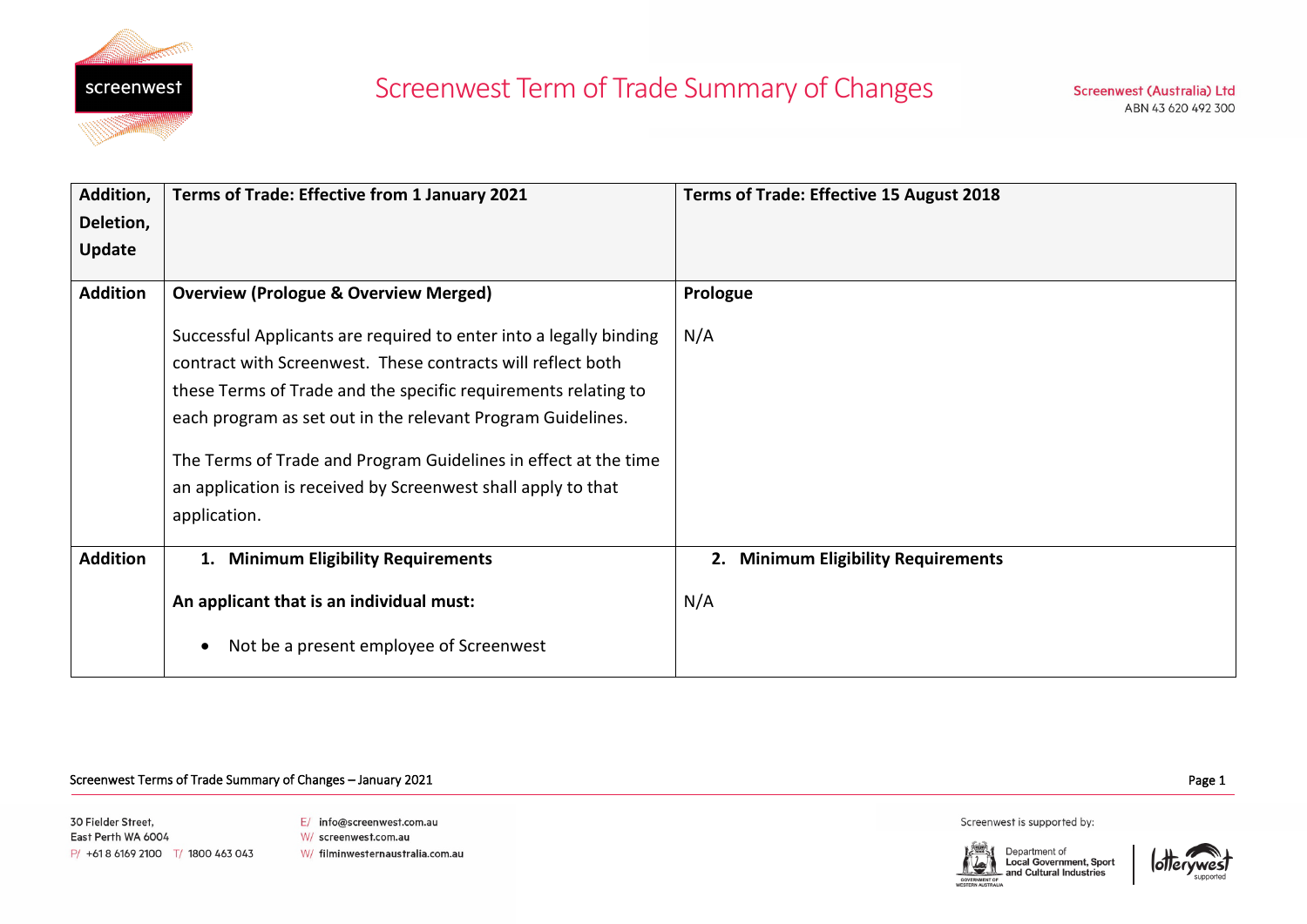# Screenwest Term of Trade Summary of Changes

Screenwest (Australia) Ltd
ABN 43 620 492 300

| Addition, Deletion, Update | Terms of Trade: Effective from 1 January 2021 | Terms of Trade: Effective 15 August 2018 |
|---|---|---|
| **Addition** | **Overview (Prologue & Overview Merged)**<br><br>Successful Applicants are required to enter into a legally binding contract with Screenwest. These contracts will reflect both these Terms of Trade and the specific requirements relating to each program as set out in the relevant Program Guidelines.<br><br>The Terms of Trade and Program Guidelines in effect at the time an application is received by Screenwest shall apply to that application. | **Prologue**<br><br>N/A |
| **Addition** | **1. Minimum Eligibility Requirements**<br><br>**An applicant that is an individual must:**<br><br>• Not be a present employee of Screenwest | **2. Minimum Eligibility Requirements**<br><br>N/A |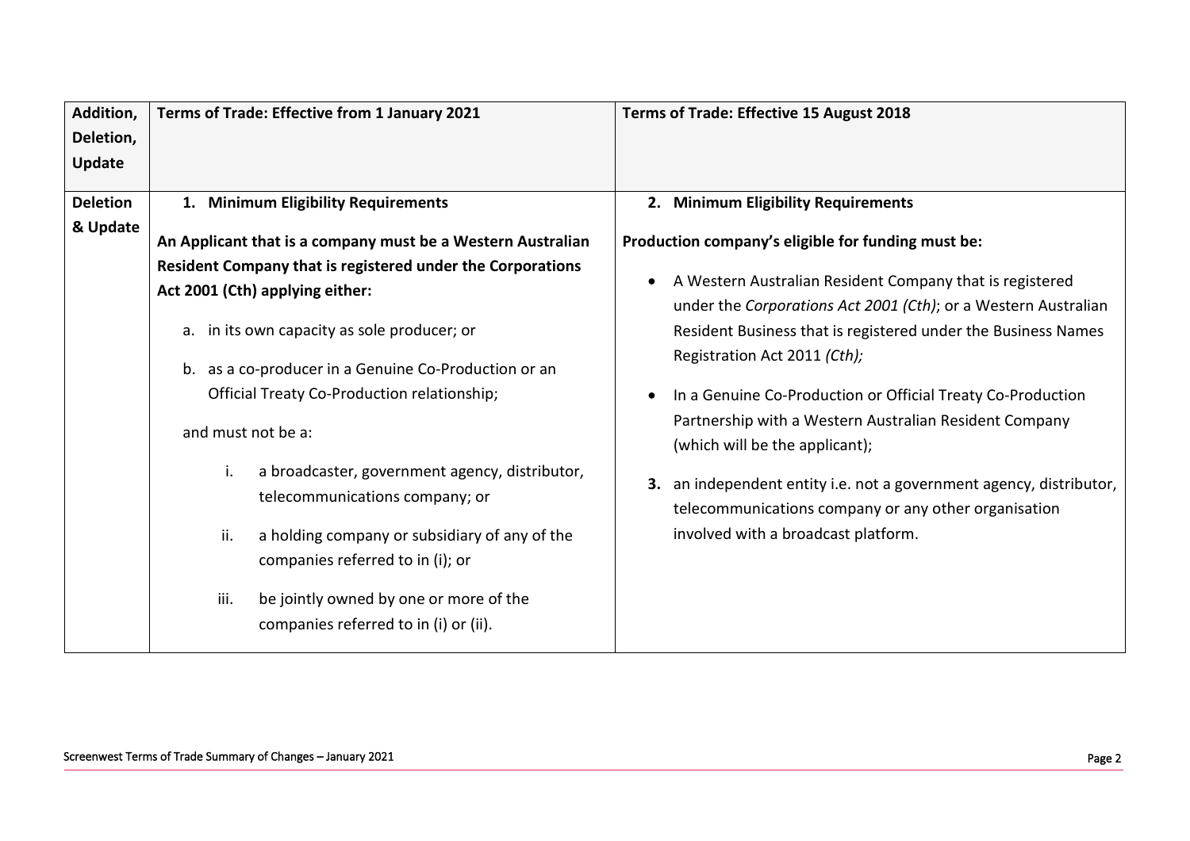| Addition, Deletion, Update | Terms of Trade: Effective from 1 January 2021 | Terms of Trade: Effective 15 August 2018 |
|---|---|---|
| **Deletion & Update** | **1. Minimum Eligibility Requirements**<br><br>**An Applicant that is a company must be a Western Australian Resident Company that is registered under the Corporations Act 2001 (Cth) applying either:**<br><br>a. in its own capacity as sole producer; or<br><br>b. as a co-producer in a Genuine Co-Production or an Official Treaty Co-Production relationship;<br><br>and must not be a:<br><br>i. a broadcaster, government agency, distributor, telecommunications company; or<br><br>ii. a holding company or subsidiary of any of the companies referred to in (i); or<br><br>iii. be jointly owned by one or more of the companies referred to in (i) or (ii). | **2. Minimum Eligibility Requirements**<br><br>**Production company's eligible for funding must be:**<br><br>• A Western Australian Resident Company that is registered under the *Corporations Act 2001 (Cth)*; or a Western Australian Resident Business that is registered under the Business Names Registration Act 2011 *(Cth);*<br><br>• In a Genuine Co-Production or Official Treaty Co-Production Partnership with a Western Australian Resident Company (which will be the applicant);<br><br>**3.** an independent entity i.e. not a government agency, distributor, telecommunications company or any other organisation involved with a broadcast platform. |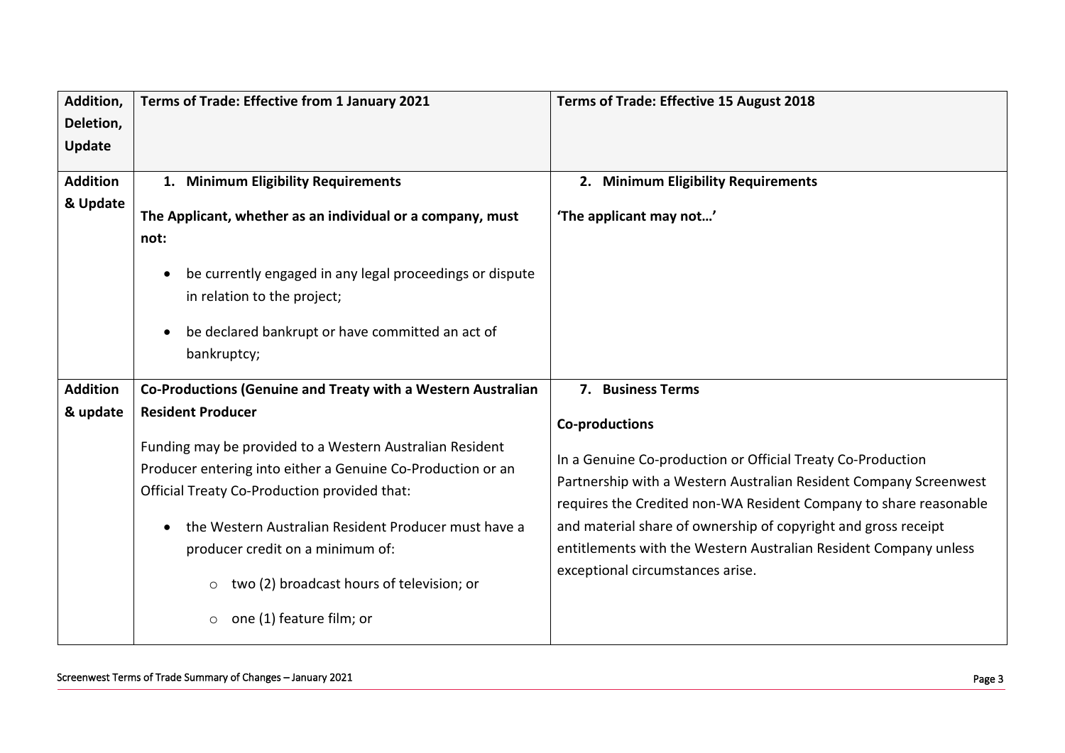| Addition, Deletion, Update | Terms of Trade: Effective from 1 January 2021 | Terms of Trade: Effective 15 August 2018 |
|---|---|---|
| **Addition & Update** | **1. Minimum Eligibility Requirements**<br><br>**The Applicant, whether as an individual or a company, must not:**<br><br>• be currently engaged in any legal proceedings or dispute in relation to the project;<br><br>• be declared bankrupt or have committed an act of bankruptcy; | **2. Minimum Eligibility Requirements**<br><br>**'The applicant may not…'** |
| **Addition & update** | **Co-Productions (Genuine and Treaty with a Western Australian Resident Producer**<br><br>Funding may be provided to a Western Australian Resident Producer entering into either a Genuine Co-Production or an Official Treaty Co-Production provided that:<br><br>• the Western Australian Resident Producer must have a producer credit on a minimum of:<br><br>&nbsp;&nbsp;&nbsp;&nbsp;○ two (2) broadcast hours of television; or<br><br>&nbsp;&nbsp;&nbsp;&nbsp;○ one (1) feature film; or | **7. Business Terms**<br><br>**Co-productions**<br><br>In a Genuine Co-production or Official Treaty Co-Production Partnership with a Western Australian Resident Company Screenwest requires the Credited non-WA Resident Company to share reasonable and material share of ownership of copyright and gross receipt entitlements with the Western Australian Resident Company unless exceptional circumstances arise. |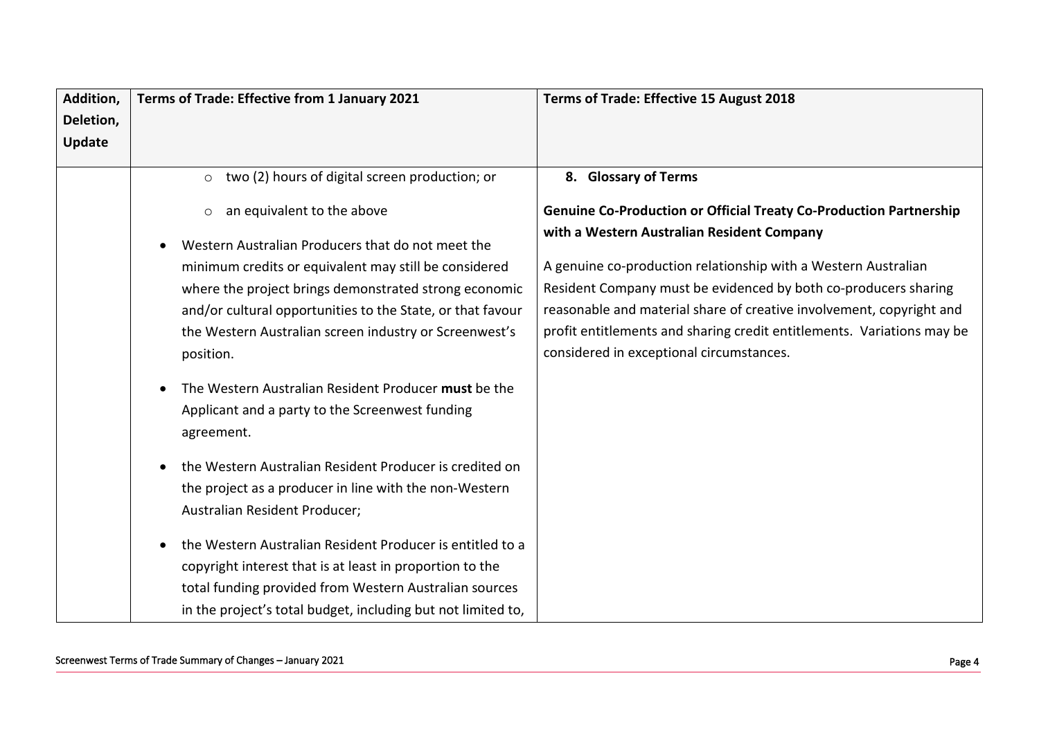| Addition, Deletion, Update | Terms of Trade: Effective from 1 January 2021 | Terms of Trade: Effective 15 August 2018 |
|---|---|---|
| | ◦ two (2) hours of digital screen production; or<br>◦ an equivalent to the above<br>• Western Australian Producers that do not meet the minimum credits or equivalent may still be considered where the project brings demonstrated strong economic and/or cultural opportunities to the State, or that favour the Western Australian screen industry or Screenwest's position.<br>• The Western Australian Resident Producer **must** be the Applicant and a party to the Screenwest funding agreement.<br>• the Western Australian Resident Producer is credited on the project as a producer in line with the non-Western Australian Resident Producer;<br>• the Western Australian Resident Producer is entitled to a copyright interest that is at least in proportion to the total funding provided from Western Australian sources in the project's total budget, including but not limited to, | **8. Glossary of Terms**<br>**Genuine Co-Production or Official Treaty Co-Production Partnership with a Western Australian Resident Company**<br>A genuine co-production relationship with a Western Australian Resident Company must be evidenced by both co-producers sharing reasonable and material share of creative involvement, copyright and profit entitlements and sharing credit entitlements. Variations may be considered in exceptional circumstances. |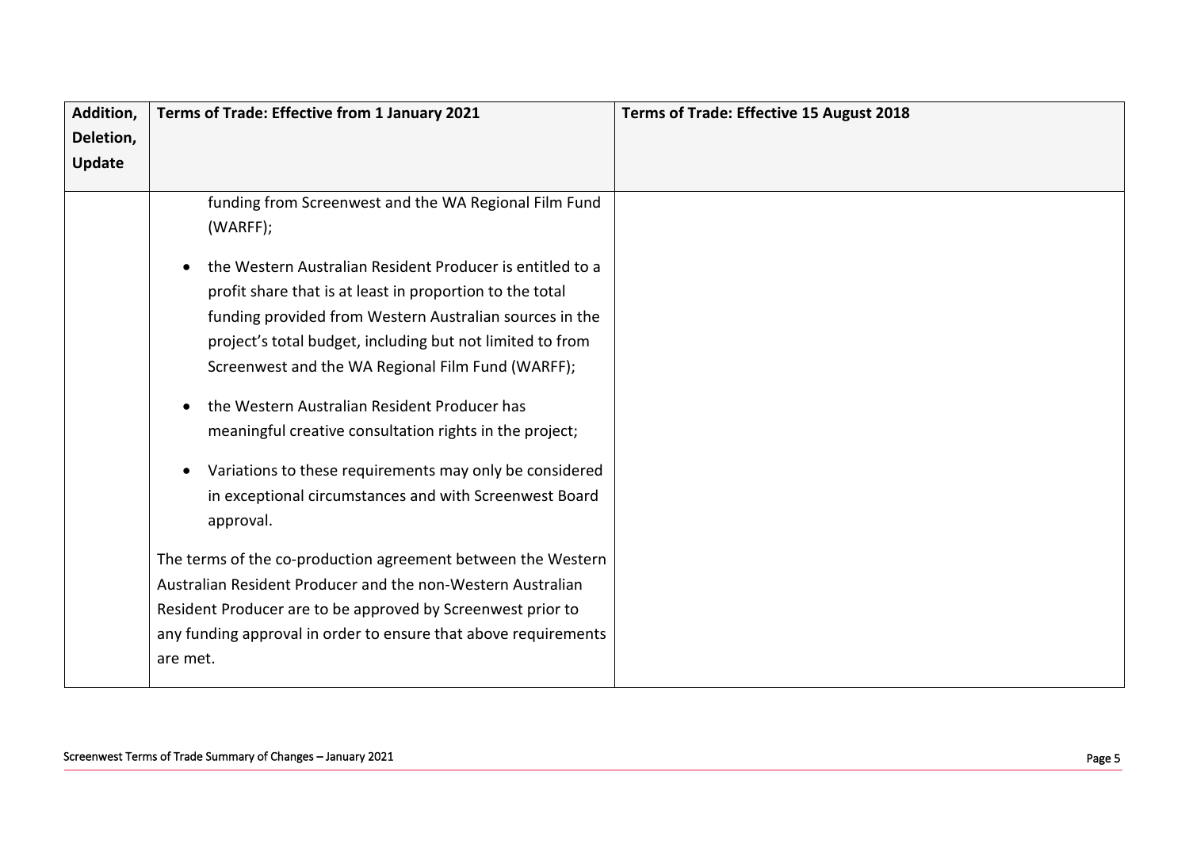| Addition, Deletion, Update | Terms of Trade: Effective from 1 January 2021 | Terms of Trade: Effective 15 August 2018 |
|---|---|---|
| | funding from Screenwest and the WA Regional Film Fund (WARFF);<br><br>• the Western Australian Resident Producer is entitled to a profit share that is at least in proportion to the total funding provided from Western Australian sources in the project's total budget, including but not limited to from Screenwest and the WA Regional Film Fund (WARFF);<br><br>• the Western Australian Resident Producer has meaningful creative consultation rights in the project;<br><br>• Variations to these requirements may only be considered in exceptional circumstances and with Screenwest Board approval.<br><br>The terms of the co-production agreement between the Western Australian Resident Producer and the non-Western Australian Resident Producer are to be approved by Screenwest prior to any funding approval in order to ensure that above requirements are met. | |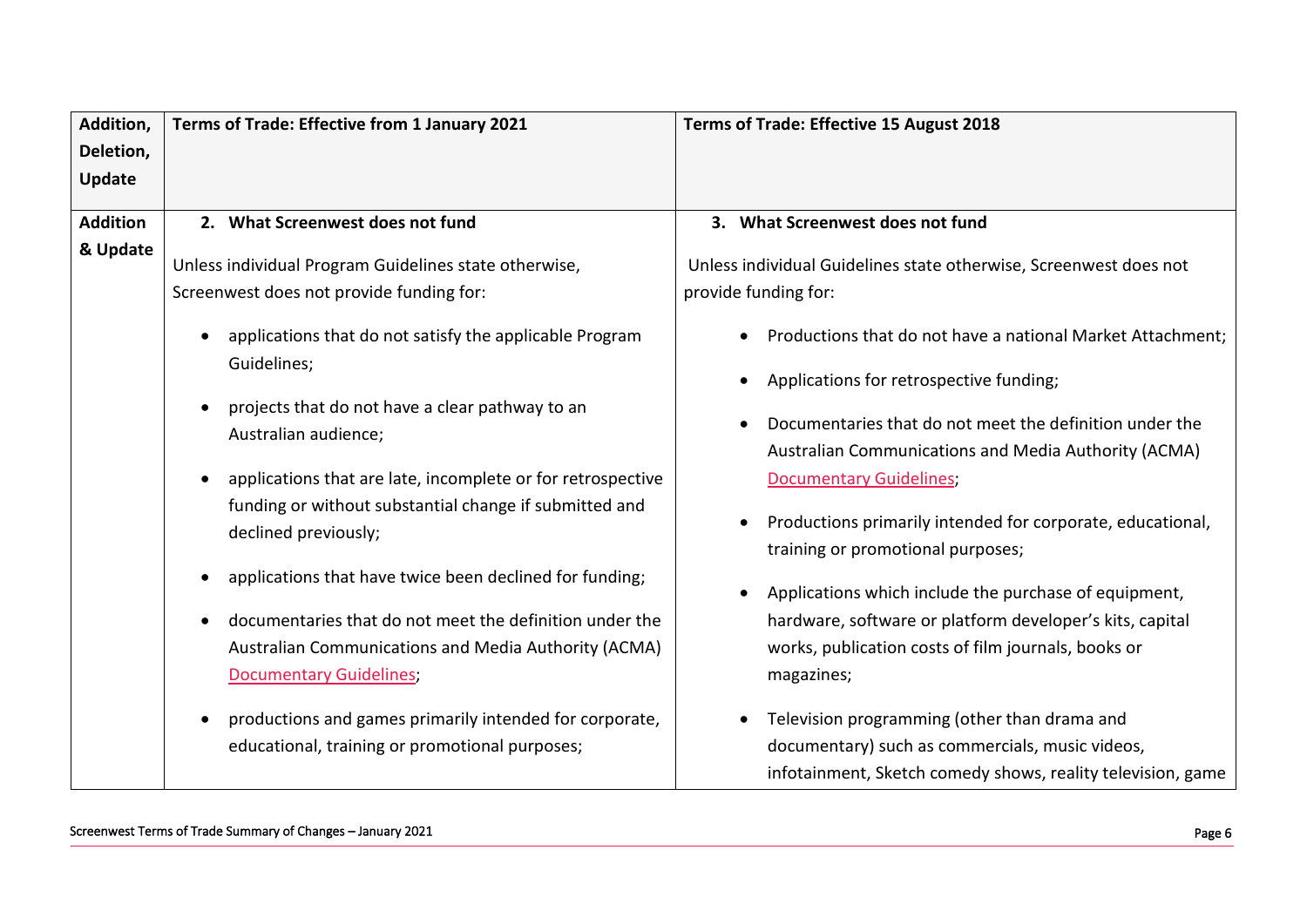| Addition, Deletion, Update | Terms of Trade: Effective from 1 January 2021 | Terms of Trade: Effective 15 August 2018 |
|---|---|---|
| Addition & Update | **2. What Screenwest does not fund**<br><br>Unless individual Program Guidelines state otherwise, Screenwest does not provide funding for:<br><br>• applications that do not satisfy the applicable Program Guidelines;<br>• projects that do not have a clear pathway to an Australian audience;<br>• applications that are late, incomplete or for retrospective funding or without substantial change if submitted and declined previously;<br>• applications that have twice been declined for funding;<br>• documentaries that do not meet the definition under the Australian Communications and Media Authority (ACMA) Documentary Guidelines;<br>• productions and games primarily intended for corporate, educational, training or promotional purposes; | **3. What Screenwest does not fund**<br><br>Unless individual Guidelines state otherwise, Screenwest does not provide funding for:<br><br>• Productions that do not have a national Market Attachment;<br>• Applications for retrospective funding;<br>• Documentaries that do not meet the definition under the Australian Communications and Media Authority (ACMA) Documentary Guidelines;<br>• Productions primarily intended for corporate, educational, training or promotional purposes;<br>• Applications which include the purchase of equipment, hardware, software or platform developer's kits, capital works, publication costs of film journals, books or magazines;<br>• Television programming (other than drama and documentary) such as commercials, music videos, infotainment, Sketch comedy shows, reality television, game |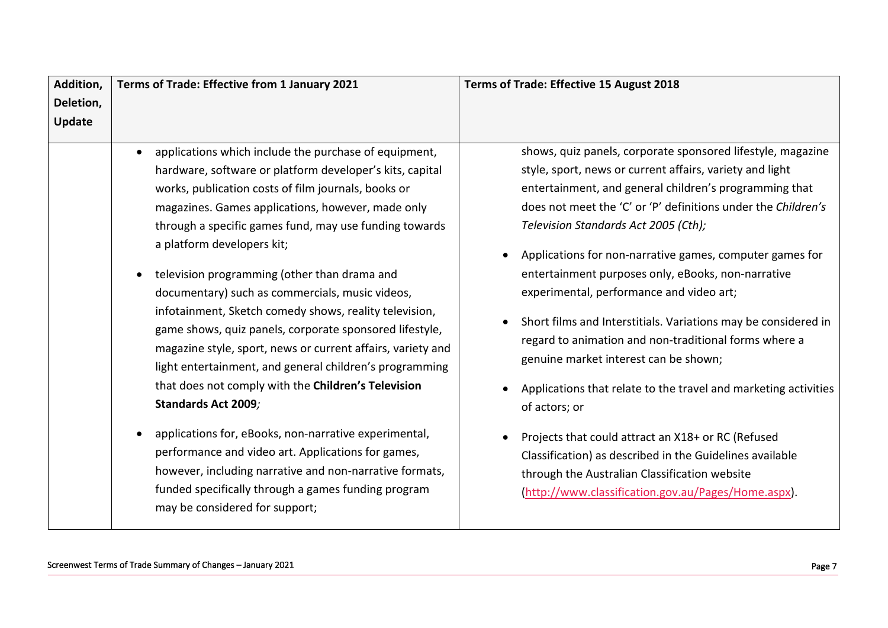| Addition, Deletion, Update | Terms of Trade: Effective from 1 January 2021 | Terms of Trade: Effective 15 August 2018 |
|---|---|---|
| | • applications which include the purchase of equipment, hardware, software or platform developer's kits, capital works, publication costs of film journals, books or magazines. Games applications, however, made only through a specific games fund, may use funding towards a platform developers kit;<br><br>• television programming (other than drama and documentary) such as commercials, music videos, infotainment, Sketch comedy shows, reality television, game shows, quiz panels, corporate sponsored lifestyle, magazine style, sport, news or current affairs, variety and light entertainment, and general children's programming that does not comply with the **Children's Television Standards Act 2009***;*<br><br>• applications for, eBooks, non-narrative experimental, performance and video art. Applications for games, however, including narrative and non-narrative formats, funded specifically through a games funding program may be considered for support; | shows, quiz panels, corporate sponsored lifestyle, magazine style, sport, news or current affairs, variety and light entertainment, and general children's programming that does not meet the 'C' or 'P' definitions under the *Children's Television Standards Act 2005 (Cth);*<br><br>• Applications for non-narrative games, computer games for entertainment purposes only, eBooks, non-narrative experimental, performance and video art;<br><br>• Short films and Interstitials. Variations may be considered in regard to animation and non-traditional forms where a genuine market interest can be shown;<br><br>• Applications that relate to the travel and marketing activities of actors; or<br><br>• Projects that could attract an X18+ or RC (Refused Classification) as described in the Guidelines available through the Australian Classification website (http://www.classification.gov.au/Pages/Home.aspx). |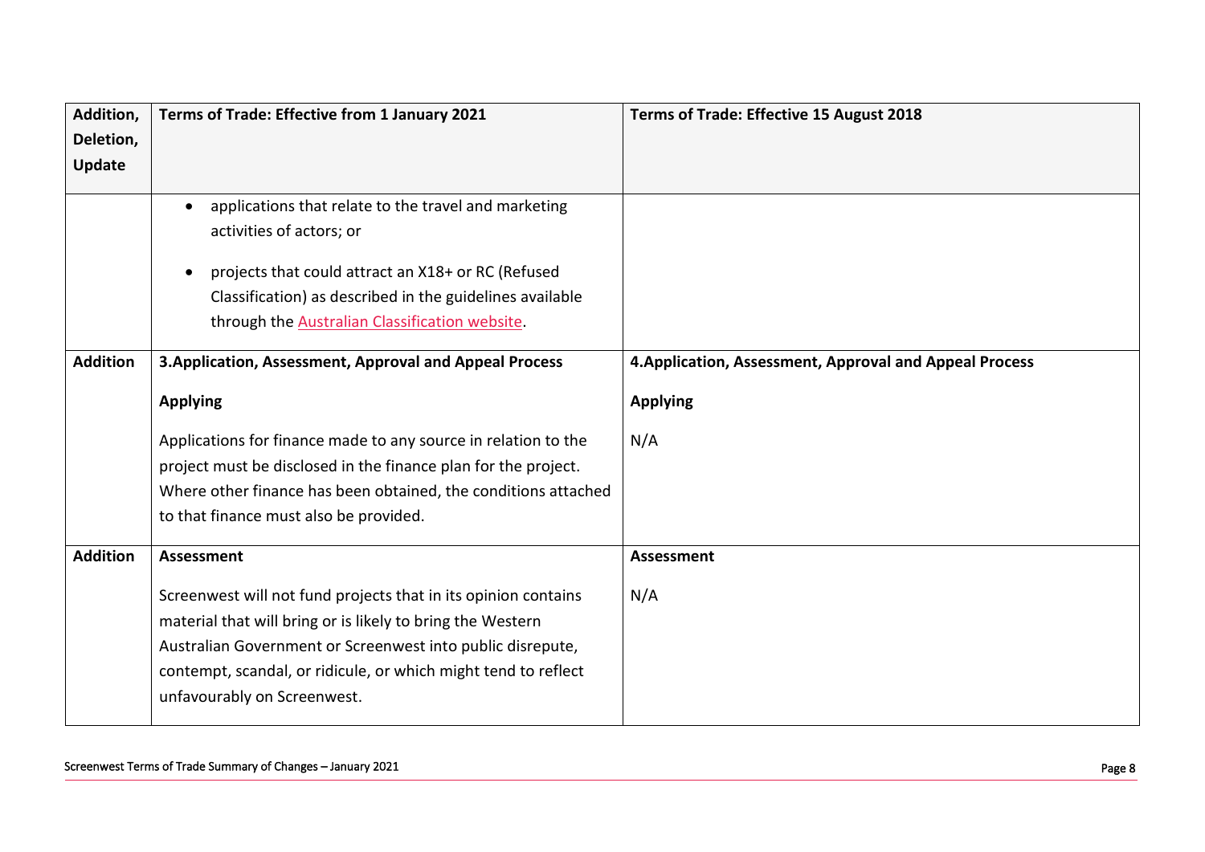| Addition, Deletion, Update | Terms of Trade: Effective from 1 January 2021 | Terms of Trade: Effective 15 August 2018 |
|---|---|---|
| | • applications that relate to the travel and marketing activities of actors; or<br><br>• projects that could attract an X18+ or RC (Refused Classification) as described in the guidelines available through the Australian Classification website. | |
| **Addition** | **3.Application, Assessment, Approval and Appeal Process**<br><br>**Applying**<br><br>Applications for finance made to any source in relation to the project must be disclosed in the finance plan for the project. Where other finance has been obtained, the conditions attached to that finance must also be provided. | **4.Application, Assessment, Approval and Appeal Process**<br><br>**Applying**<br><br>N/A |
| **Addition** | **Assessment**<br><br>Screenwest will not fund projects that in its opinion contains material that will bring or is likely to bring the Western Australian Government or Screenwest into public disrepute, contempt, scandal, or ridicule, or which might tend to reflect unfavourably on Screenwest. | **Assessment**<br><br>N/A |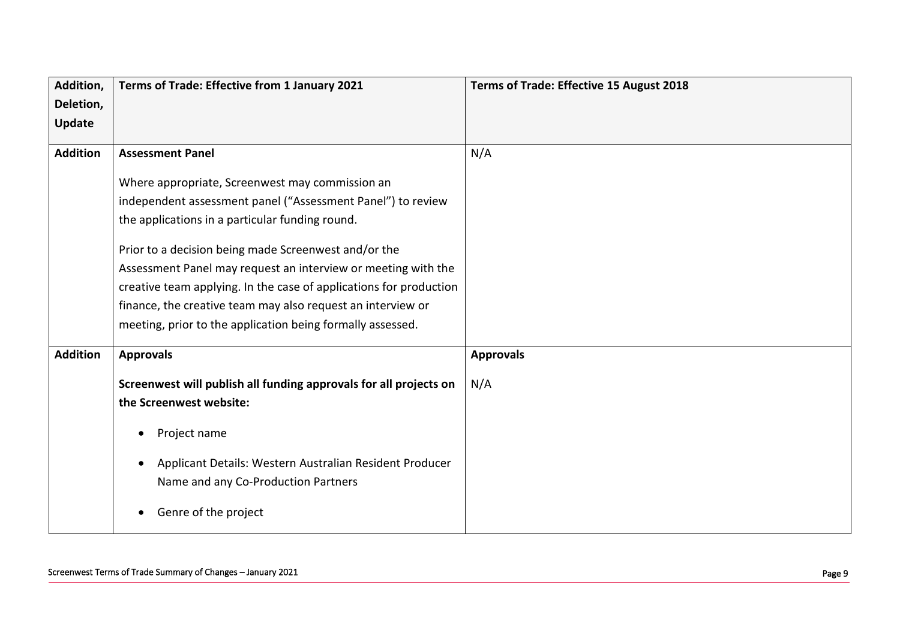| Addition, Deletion, Update | Terms of Trade: Effective from 1 January 2021 | Terms of Trade: Effective 15 August 2018 |
|---|---|---|
| **Addition** | **Assessment Panel**<br><br>Where appropriate, Screenwest may commission an independent assessment panel ("Assessment Panel") to review the applications in a particular funding round.<br><br>Prior to a decision being made Screenwest and/or the Assessment Panel may request an interview or meeting with the creative team applying. In the case of applications for production finance, the creative team may also request an interview or meeting, prior to the application being formally assessed. | N/A |
| **Addition** | **Approvals**<br><br>**Screenwest will publish all funding approvals for all projects on the Screenwest website:**<br><br>• Project name<br><br>• Applicant Details: Western Australian Resident Producer Name and any Co-Production Partners<br><br>• Genre of the project | **Approvals**<br><br>N/A |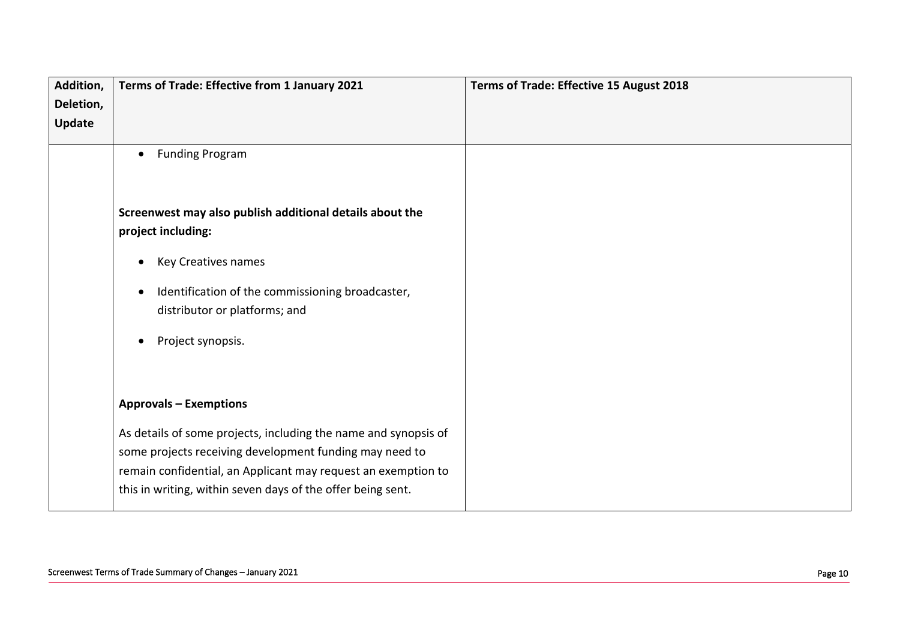| Addition, Deletion, Update | Terms of Trade: Effective from 1 January 2021 | Terms of Trade: Effective 15 August 2018 |
|---|---|---|
| | • Funding Program<br><br>**Screenwest may also publish additional details about the project including:**<br><br>• Key Creatives names<br>• Identification of the commissioning broadcaster, distributor or platforms; and<br>• Project synopsis.<br><br>**Approvals – Exemptions**<br><br>As details of some projects, including the name and synopsis of some projects receiving development funding may need to remain confidential, an Applicant may request an exemption to this in writing, within seven days of the offer being sent. | |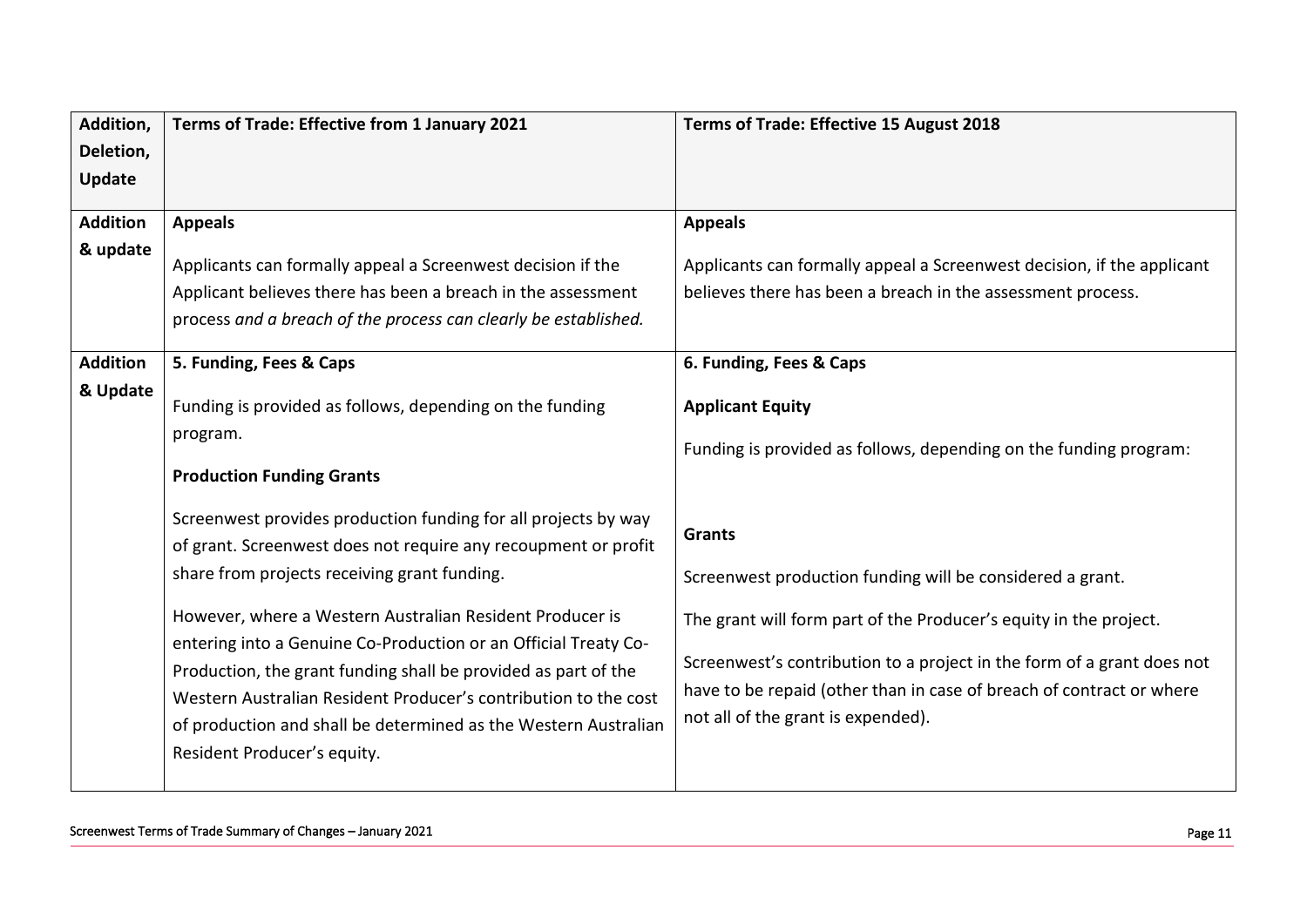| Addition, Deletion, Update | Terms of Trade: Effective from 1 January 2021 | Terms of Trade: Effective 15 August 2018 |
|---|---|---|
| **Addition & update** | **Appeals**<br><br>Applicants can formally appeal a Screenwest decision if the Applicant believes there has been a breach in the assessment process *and a breach of the process can clearly be established.* | **Appeals**<br><br>Applicants can formally appeal a Screenwest decision, if the applicant believes there has been a breach in the assessment process. |
| **Addition & Update** | **5. Funding, Fees & Caps**<br><br>Funding is provided as follows, depending on the funding program.<br><br>**Production Funding Grants**<br><br>Screenwest provides production funding for all projects by way of grant. Screenwest does not require any recoupment or profit share from projects receiving grant funding.<br><br>However, where a Western Australian Resident Producer is entering into a Genuine Co-Production or an Official Treaty Co-Production, the grant funding shall be provided as part of the Western Australian Resident Producer's contribution to the cost of production and shall be determined as the Western Australian Resident Producer's equity. | **6. Funding, Fees & Caps**<br><br>**Applicant Equity**<br><br>Funding is provided as follows, depending on the funding program:<br><br>**Grants**<br><br>Screenwest production funding will be considered a grant.<br><br>The grant will form part of the Producer's equity in the project.<br><br>Screenwest's contribution to a project in the form of a grant does not have to be repaid (other than in case of breach of contract or where not all of the grant is expended). |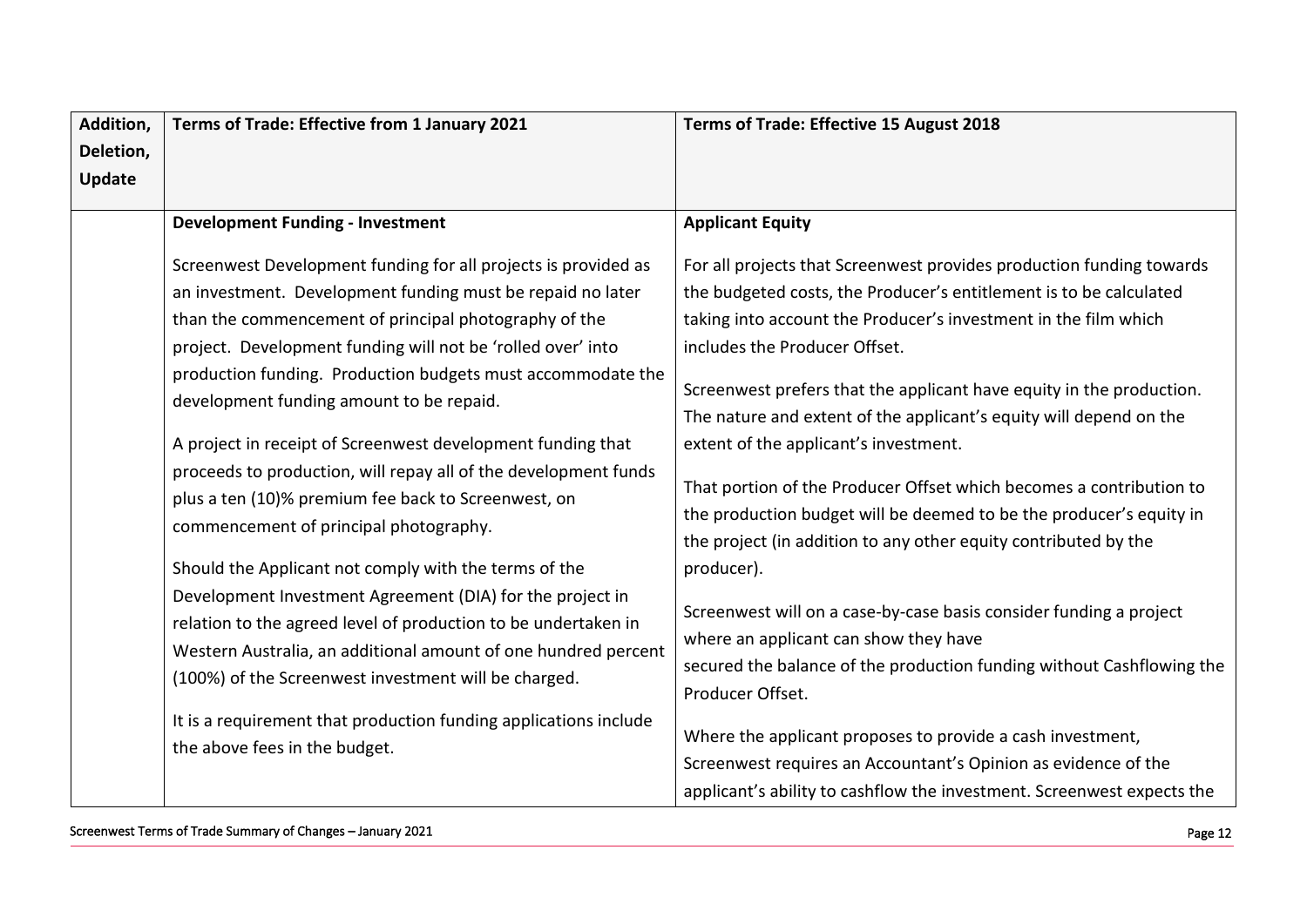| Addition, Deletion, Update | Terms of Trade: Effective from 1 January 2021 | Terms of Trade: Effective 15 August 2018 |
|---|---|---|
| | **Development Funding - Investment**<br><br>Screenwest Development funding for all projects is provided as an investment. Development funding must be repaid no later than the commencement of principal photography of the project. Development funding will not be 'rolled over' into production funding. Production budgets must accommodate the development funding amount to be repaid.<br><br>A project in receipt of Screenwest development funding that proceeds to production, will repay all of the development funds plus a ten (10)% premium fee back to Screenwest, on commencement of principal photography.<br><br>Should the Applicant not comply with the terms of the Development Investment Agreement (DIA) for the project in relation to the agreed level of production to be undertaken in Western Australia, an additional amount of one hundred percent (100%) of the Screenwest investment will be charged.<br><br>It is a requirement that production funding applications include the above fees in the budget. | **Applicant Equity**<br><br>For all projects that Screenwest provides production funding towards the budgeted costs, the Producer's entitlement is to be calculated taking into account the Producer's investment in the film which includes the Producer Offset.<br><br>Screenwest prefers that the applicant have equity in the production. The nature and extent of the applicant's equity will depend on the extent of the applicant's investment.<br><br>That portion of the Producer Offset which becomes a contribution to the production budget will be deemed to be the producer's equity in the project (in addition to any other equity contributed by the producer).<br><br>Screenwest will on a case-by-case basis consider funding a project where an applicant can show they have secured the balance of the production funding without Cashflowing the Producer Offset.<br><br>Where the applicant proposes to provide a cash investment, Screenwest requires an Accountant's Opinion as evidence of the applicant's ability to cashflow the investment. Screenwest expects the |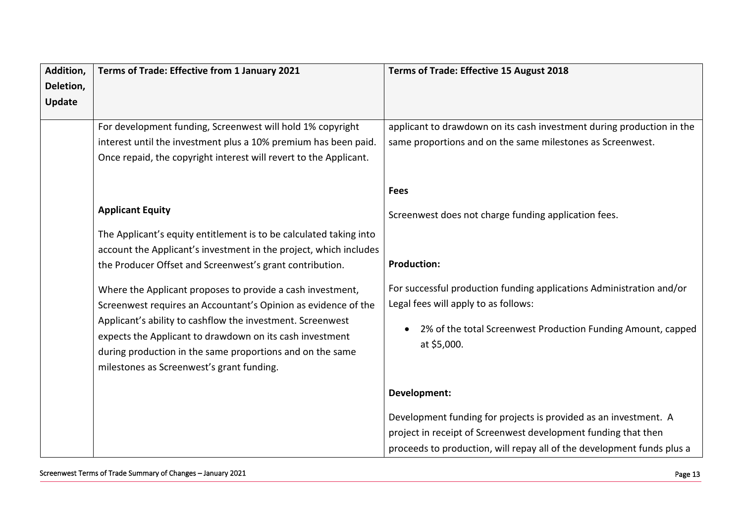| Addition, Deletion, Update | Terms of Trade: Effective from 1 January 2021 | Terms of Trade: Effective 15 August 2018 |
|---|---|---|
| | For development funding, Screenwest will hold 1% copyright interest until the investment plus a 10% premium has been paid. Once repaid, the copyright interest will revert to the Applicant.<br><br>**Applicant Equity**<br><br>The Applicant's equity entitlement is to be calculated taking into account the Applicant's investment in the project, which includes the Producer Offset and Screenwest's grant contribution.<br><br>Where the Applicant proposes to provide a cash investment, Screenwest requires an Accountant's Opinion as evidence of the Applicant's ability to cashflow the investment. Screenwest expects the Applicant to drawdown on its cash investment during production in the same proportions and on the same milestones as Screenwest's grant funding. | applicant to drawdown on its cash investment during production in the same proportions and on the same milestones as Screenwest.<br><br>**Fees**<br><br>Screenwest does not charge funding application fees.<br><br>**Production:**<br><br>For successful production funding applications Administration and/or Legal fees will apply to as follows:<br><br>• 2% of the total Screenwest Production Funding Amount, capped at $5,000.<br><br>**Development:**<br><br>Development funding for projects is provided as an investment. A project in receipt of Screenwest development funding that then proceeds to production, will repay all of the development funds plus a |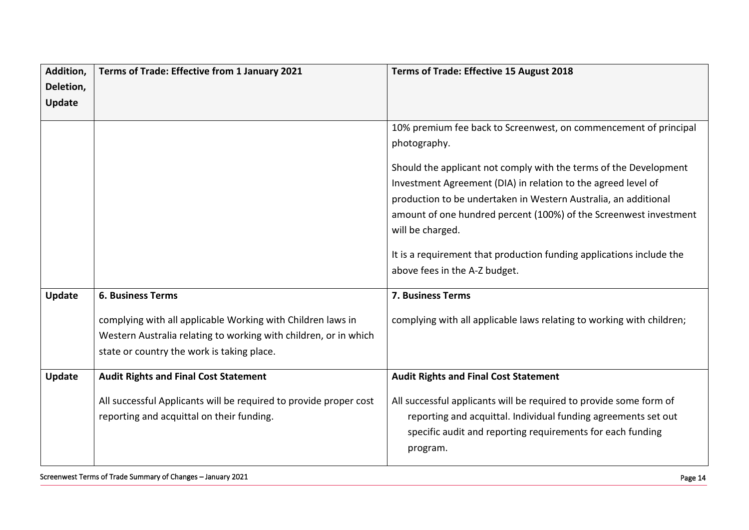| Addition, Deletion, Update | Terms of Trade: Effective from 1 January 2021 | Terms of Trade: Effective 15 August 2018 |
|---|---|---|
| | | 10% premium fee back to Screenwest, on commencement of principal photography.<br><br>Should the applicant not comply with the terms of the Development Investment Agreement (DIA) in relation to the agreed level of production to be undertaken in Western Australia, an additional amount of one hundred percent (100%) of the Screenwest investment will be charged.<br><br>It is a requirement that production funding applications include the above fees in the A-Z budget. |
| **Update** | **6. Business Terms**<br><br>complying with all applicable Working with Children laws in Western Australia relating to working with children, or in which state or country the work is taking place. | **7. Business Terms**<br><br>complying with all applicable laws relating to working with children; |
| **Update** | **Audit Rights and Final Cost Statement**<br><br>All successful Applicants will be required to provide proper cost reporting and acquittal on their funding. | **Audit Rights and Final Cost Statement**<br><br>All successful applicants will be required to provide some form of reporting and acquittal. Individual funding agreements set out specific audit and reporting requirements for each funding program. |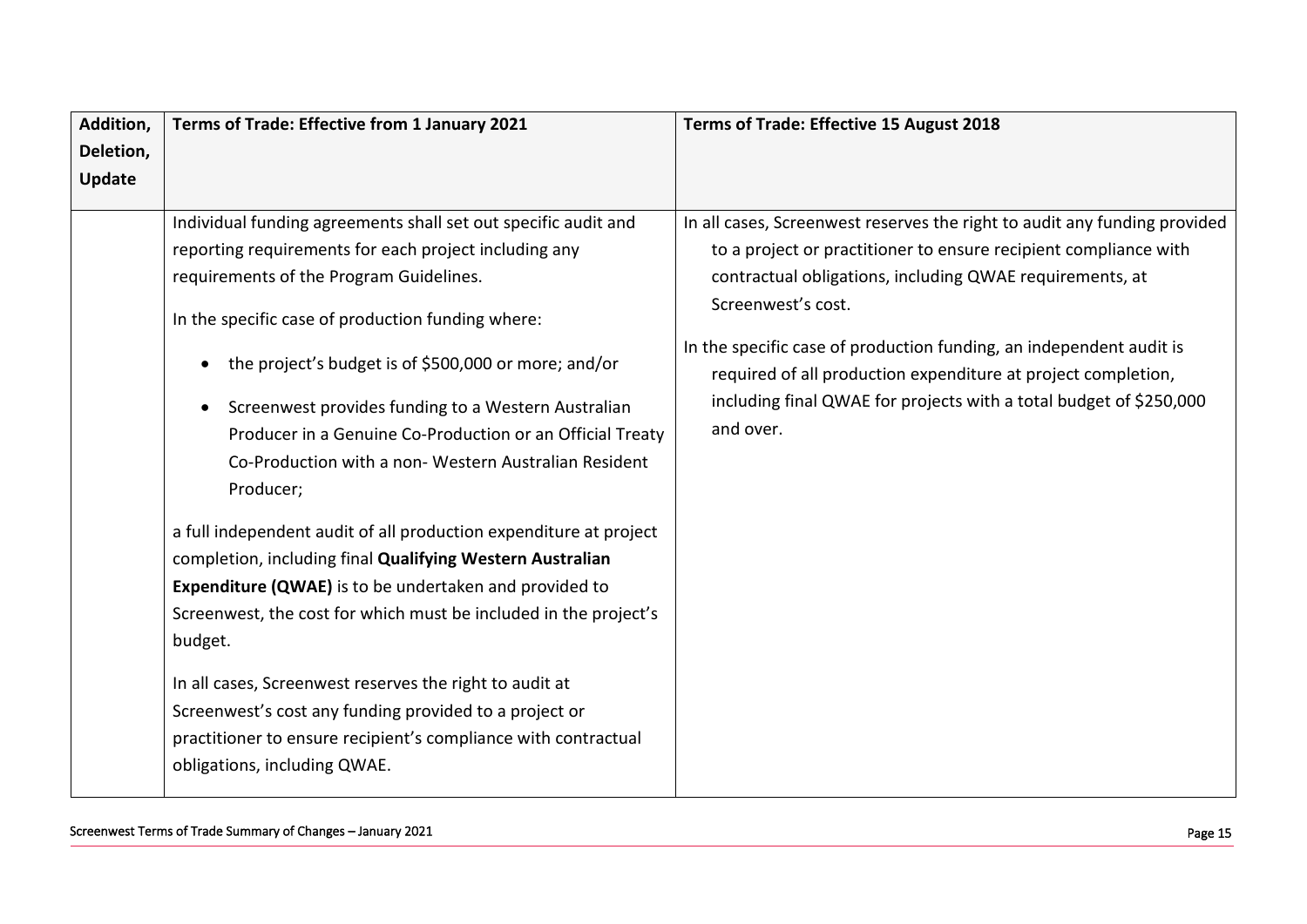| Addition, Deletion, Update | Terms of Trade: Effective from 1 January 2021 | Terms of Trade: Effective 15 August 2018 |
|---|---|---|
| | Individual funding agreements shall set out specific audit and reporting requirements for each project including any requirements of the Program Guidelines.<br><br>In the specific case of production funding where:<br><br>• the project's budget is of $500,000 or more; and/or<br><br>• Screenwest provides funding to a Western Australian Producer in a Genuine Co-Production or an Official Treaty Co-Production with a non- Western Australian Resident Producer;<br><br>a full independent audit of all production expenditure at project completion, including final **Qualifying Western Australian Expenditure (QWAE)** is to be undertaken and provided to Screenwest, the cost for which must be included in the project's budget.<br><br>In all cases, Screenwest reserves the right to audit at Screenwest's cost any funding provided to a project or practitioner to ensure recipient's compliance with contractual obligations, including QWAE. | In all cases, Screenwest reserves the right to audit any funding provided to a project or practitioner to ensure recipient compliance with contractual obligations, including QWAE requirements, at Screenwest's cost.<br><br>In the specific case of production funding, an independent audit is required of all production expenditure at project completion, including final QWAE for projects with a total budget of $250,000 and over. |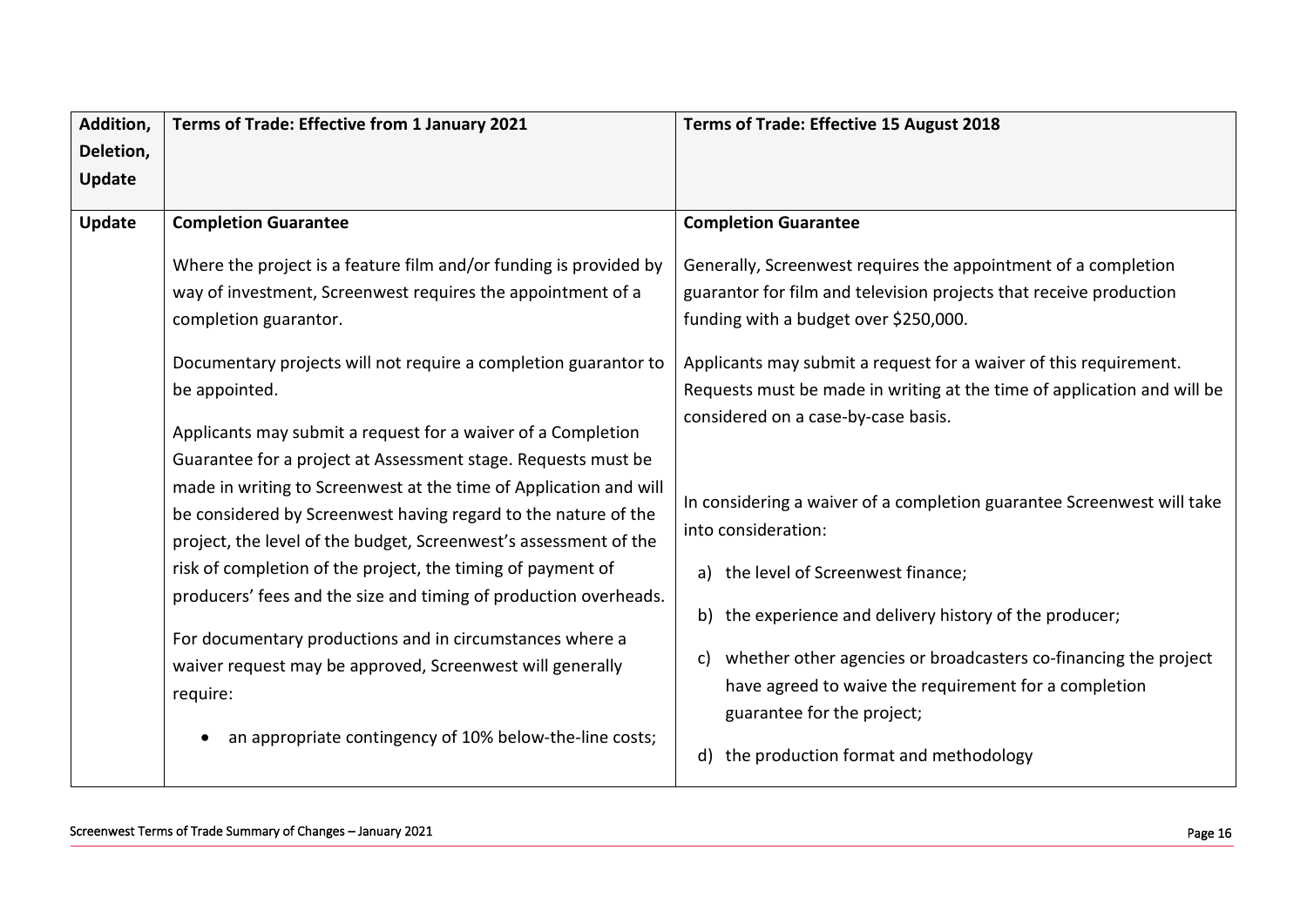| Addition, Deletion, Update | Terms of Trade: Effective from 1 January 2021 | Terms of Trade: Effective 15 August 2018 |
|---|---|---|
| Update | **Completion Guarantee**<br><br>Where the project is a feature film and/or funding is provided by way of investment, Screenwest requires the appointment of a completion guarantor.<br><br>Documentary projects will not require a completion guarantor to be appointed.<br><br>Applicants may submit a request for a waiver of a Completion Guarantee for a project at Assessment stage. Requests must be made in writing to Screenwest at the time of Application and will be considered by Screenwest having regard to the nature of the project, the level of the budget, Screenwest's assessment of the risk of completion of the project, the timing of payment of producers' fees and the size and timing of production overheads.<br><br>For documentary productions and in circumstances where a waiver request may be approved, Screenwest will generally require:<br><br>• an appropriate contingency of 10% below-the-line costs; | **Completion Guarantee**<br><br>Generally, Screenwest requires the appointment of a completion guarantor for film and television projects that receive production funding with a budget over $250,000.<br><br>Applicants may submit a request for a waiver of this requirement. Requests must be made in writing at the time of application and will be considered on a case-by-case basis.<br><br>In considering a waiver of a completion guarantee Screenwest will take into consideration:<br><br>a) the level of Screenwest finance;<br><br>b) the experience and delivery history of the producer;<br><br>c) whether other agencies or broadcasters co-financing the project have agreed to waive the requirement for a completion guarantee for the project;<br><br>d) the production format and methodology |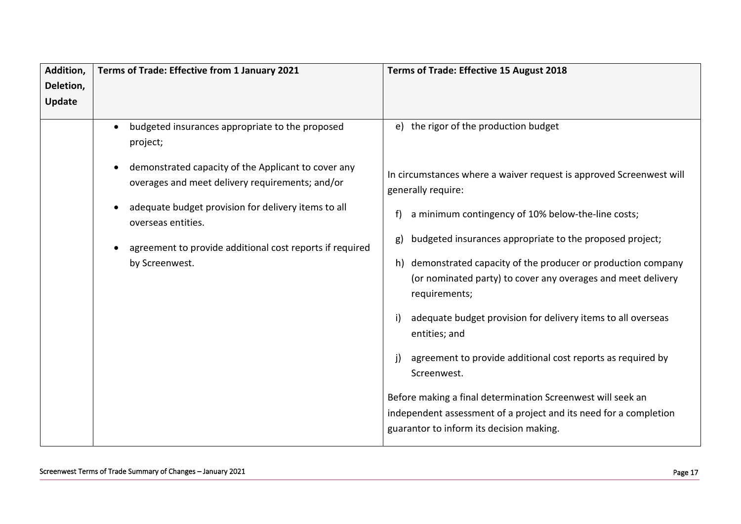| Addition, Deletion, Update | Terms of Trade: Effective from 1 January 2021 | Terms of Trade: Effective 15 August 2018 |
|---|---|---|
| | • budgeted insurances appropriate to the proposed project;<br><br>• demonstrated capacity of the Applicant to cover any overages and meet delivery requirements; and/or<br><br>• adequate budget provision for delivery items to all overseas entities.<br><br>• agreement to provide additional cost reports if required by Screenwest. | e) the rigor of the production budget<br><br>In circumstances where a waiver request is approved Screenwest will generally require:<br><br>f) a minimum contingency of 10% below-the-line costs;<br><br>g) budgeted insurances appropriate to the proposed project;<br><br>h) demonstrated capacity of the producer or production company (or nominated party) to cover any overages and meet delivery requirements;<br><br>i) adequate budget provision for delivery items to all overseas entities; and<br><br>j) agreement to provide additional cost reports as required by Screenwest.<br><br>Before making a final determination Screenwest will seek an independent assessment of a project and its need for a completion guarantor to inform its decision making. |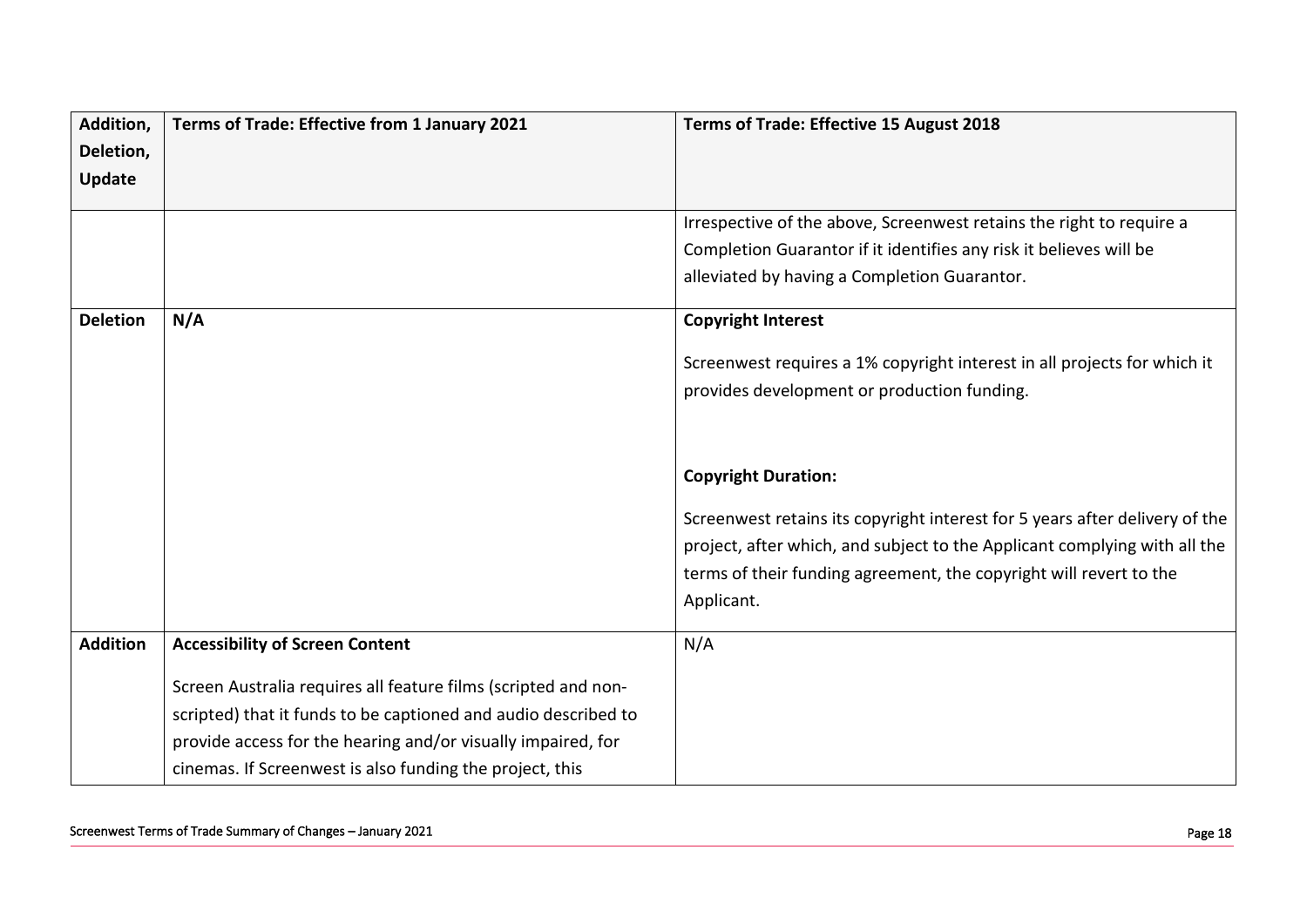| Addition, Deletion, Update | Terms of Trade: Effective from 1 January 2021 | Terms of Trade: Effective 15 August 2018 |
|---|---|---|
| | | Irrespective of the above, Screenwest retains the right to require a Completion Guarantor if it identifies any risk it believes will be alleviated by having a Completion Guarantor. |
| **Deletion** | **N/A** | **Copyright Interest**<br><br>Screenwest requires a 1% copyright interest in all projects for which it provides development or production funding.<br><br>**Copyright Duration:**<br><br>Screenwest retains its copyright interest for 5 years after delivery of the project, after which, and subject to the Applicant complying with all the terms of their funding agreement, the copyright will revert to the Applicant. |
| **Addition** | **Accessibility of Screen Content**<br><br>Screen Australia requires all feature films (scripted and non-scripted) that it funds to be captioned and audio described to provide access for the hearing and/or visually impaired, for cinemas. If Screenwest is also funding the project, this | N/A |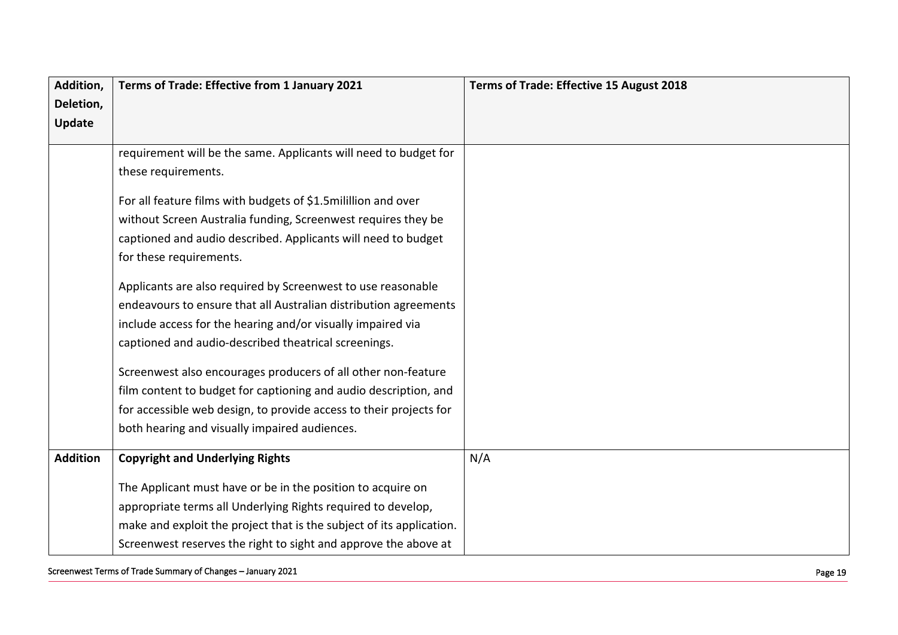| Addition, Deletion, Update | Terms of Trade: Effective from 1 January 2021 | Terms of Trade: Effective 15 August 2018 |
|---|---|---|
| | requirement will be the same. Applicants will need to budget for these requirements.<br><br>For all feature films with budgets of $1.5mililllion and over without Screen Australia funding, Screenwest requires they be captioned and audio described. Applicants will need to budget for these requirements.<br><br>Applicants are also required by Screenwest to use reasonable endeavours to ensure that all Australian distribution agreements include access for the hearing and/or visually impaired via captioned and audio-described theatrical screenings.<br><br>Screenwest also encourages producers of all other non-feature film content to budget for captioning and audio description, and for accessible web design, to provide access to their projects for both hearing and visually impaired audiences. | |
| **Addition** | **Copyright and Underlying Rights**<br><br>The Applicant must have or be in the position to acquire on appropriate terms all Underlying Rights required to develop, make and exploit the project that is the subject of its application. Screenwest reserves the right to sight and approve the above at | N/A |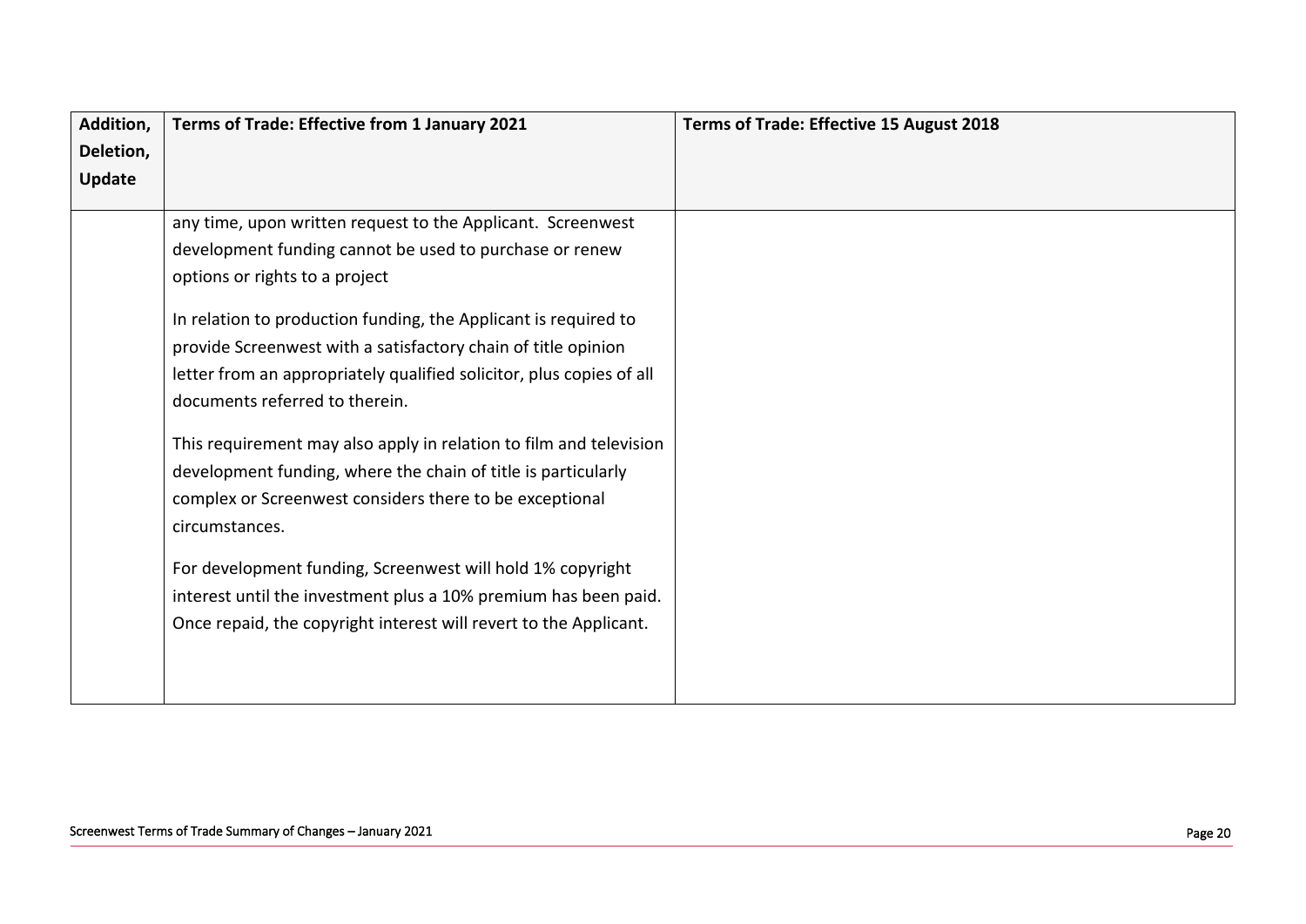| Addition, Deletion, Update | Terms of Trade: Effective from 1 January 2021 | Terms of Trade: Effective 15 August 2018 |
|---|---|---|
| | any time, upon written request to the Applicant. Screenwest development funding cannot be used to purchase or renew options or rights to a project<br><br>In relation to production funding, the Applicant is required to provide Screenwest with a satisfactory chain of title opinion letter from an appropriately qualified solicitor, plus copies of all documents referred to therein.<br><br>This requirement may also apply in relation to film and television development funding, where the chain of title is particularly complex or Screenwest considers there to be exceptional circumstances.<br><br>For development funding, Screenwest will hold 1% copyright interest until the investment plus a 10% premium has been paid. Once repaid, the copyright interest will revert to the Applicant. | |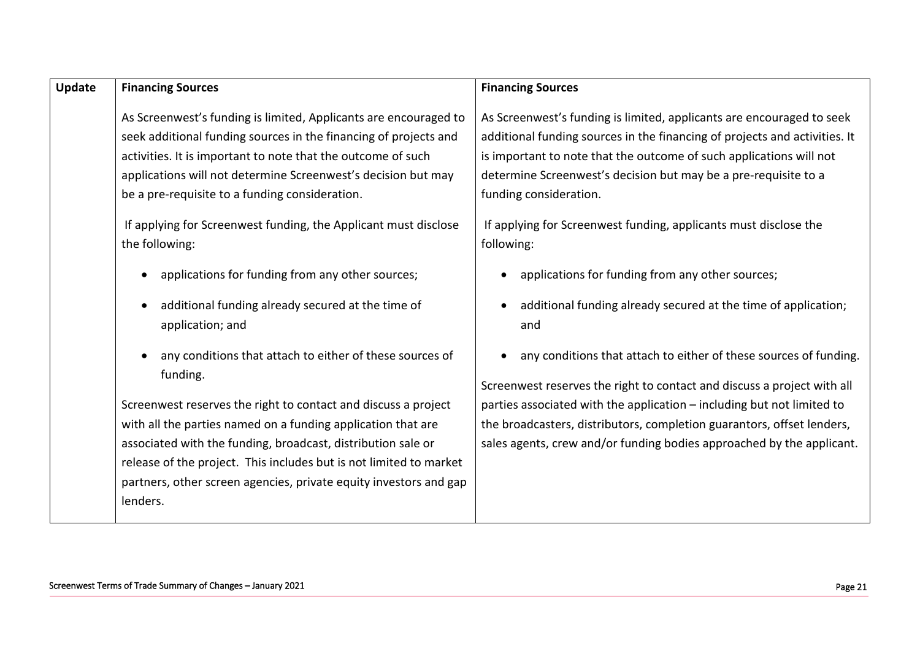| Update | **Financing Sources**<br><br>As Screenwest's funding is limited, Applicants are encouraged to seek additional funding sources in the financing of projects and activities. It is important to note that the outcome of such applications will not determine Screenwest's decision but may be a pre-requisite to a funding consideration.<br><br>If applying for Screenwest funding, the Applicant must disclose the following:<br><br>• applications for funding from any other sources;<br>• additional funding already secured at the time of application; and<br>• any conditions that attach to either of these sources of funding.<br><br>Screenwest reserves the right to contact and discuss a project with all the parties named on a funding application that are associated with the funding, broadcast, distribution sale or release of the project. This includes but is not limited to market partners, other screen agencies, private equity investors and gap lenders. | **Financing Sources**<br><br>As Screenwest's funding is limited, applicants are encouraged to seek additional funding sources in the financing of projects and activities. It is important to note that the outcome of such applications will not determine Screenwest's decision but may be a pre-requisite to a funding consideration.<br><br>If applying for Screenwest funding, applicants must disclose the following:<br><br>• applications for funding from any other sources;<br>• additional funding already secured at the time of application; and<br>• any conditions that attach to either of these sources of funding.<br><br>Screenwest reserves the right to contact and discuss a project with all parties associated with the application – including but not limited to the broadcasters, distributors, completion guarantors, offset lenders, sales agents, crew and/or funding bodies approached by the applicant. |
|---|---|---|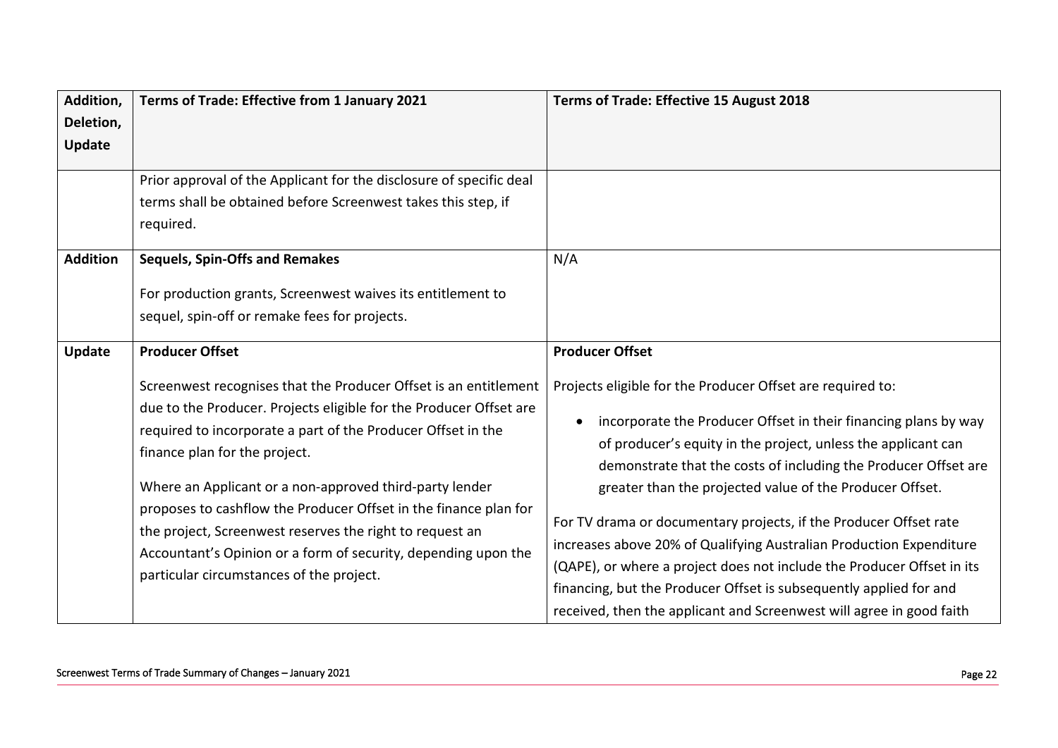| Addition, Deletion, Update | Terms of Trade: Effective from 1 January 2021 | Terms of Trade: Effective 15 August 2018 |
|---|---|---|
| | Prior approval of the Applicant for the disclosure of specific deal terms shall be obtained before Screenwest takes this step, if required. | |
| **Addition** | **Sequels, Spin-Offs and Remakes**<br><br>For production grants, Screenwest waives its entitlement to sequel, spin-off or remake fees for projects. | N/A |
| **Update** | **Producer Offset**<br><br>Screenwest recognises that the Producer Offset is an entitlement due to the Producer. Projects eligible for the Producer Offset are required to incorporate a part of the Producer Offset in the finance plan for the project.<br><br>Where an Applicant or a non-approved third-party lender proposes to cashflow the Producer Offset in the finance plan for the project, Screenwest reserves the right to request an Accountant's Opinion or a form of security, depending upon the particular circumstances of the project. | **Producer Offset**<br><br>Projects eligible for the Producer Offset are required to:<br><br>• incorporate the Producer Offset in their financing plans by way of producer's equity in the project, unless the applicant can demonstrate that the costs of including the Producer Offset are greater than the projected value of the Producer Offset.<br><br>For TV drama or documentary projects, if the Producer Offset rate increases above 20% of Qualifying Australian Production Expenditure (QAPE), or where a project does not include the Producer Offset in its financing, but the Producer Offset is subsequently applied for and received, then the applicant and Screenwest will agree in good faith |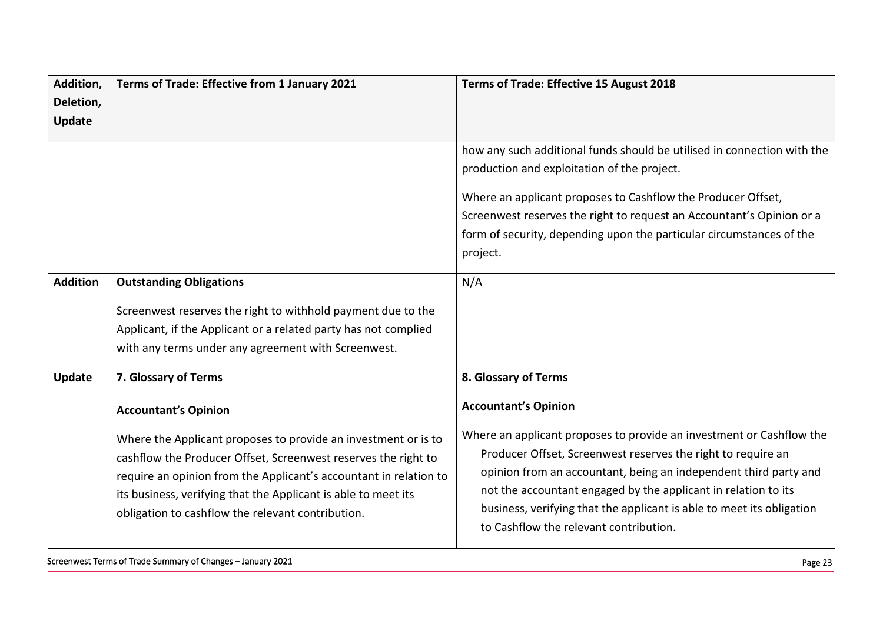| Addition, Deletion, Update | Terms of Trade: Effective from 1 January 2021 | Terms of Trade: Effective 15 August 2018 |
|---|---|---|
| | | how any such additional funds should be utilised in connection with the production and exploitation of the project.<br><br>Where an applicant proposes to Cashflow the Producer Offset, Screenwest reserves the right to request an Accountant's Opinion or a form of security, depending upon the particular circumstances of the project. |
| **Addition** | **Outstanding Obligations**<br><br>Screenwest reserves the right to withhold payment due to the Applicant, if the Applicant or a related party has not complied with any terms under any agreement with Screenwest. | N/A |
| **Update** | **7. Glossary of Terms**<br><br>**Accountant's Opinion**<br><br>Where the Applicant proposes to provide an investment or is to cashflow the Producer Offset, Screenwest reserves the right to require an opinion from the Applicant's accountant in relation to its business, verifying that the Applicant is able to meet its obligation to cashflow the relevant contribution. | **8. Glossary of Terms**<br><br>**Accountant's Opinion**<br><br>Where an applicant proposes to provide an investment or Cashflow the Producer Offset, Screenwest reserves the right to require an opinion from an accountant, being an independent third party and not the accountant engaged by the applicant in relation to its business, verifying that the applicant is able to meet its obligation to Cashflow the relevant contribution. |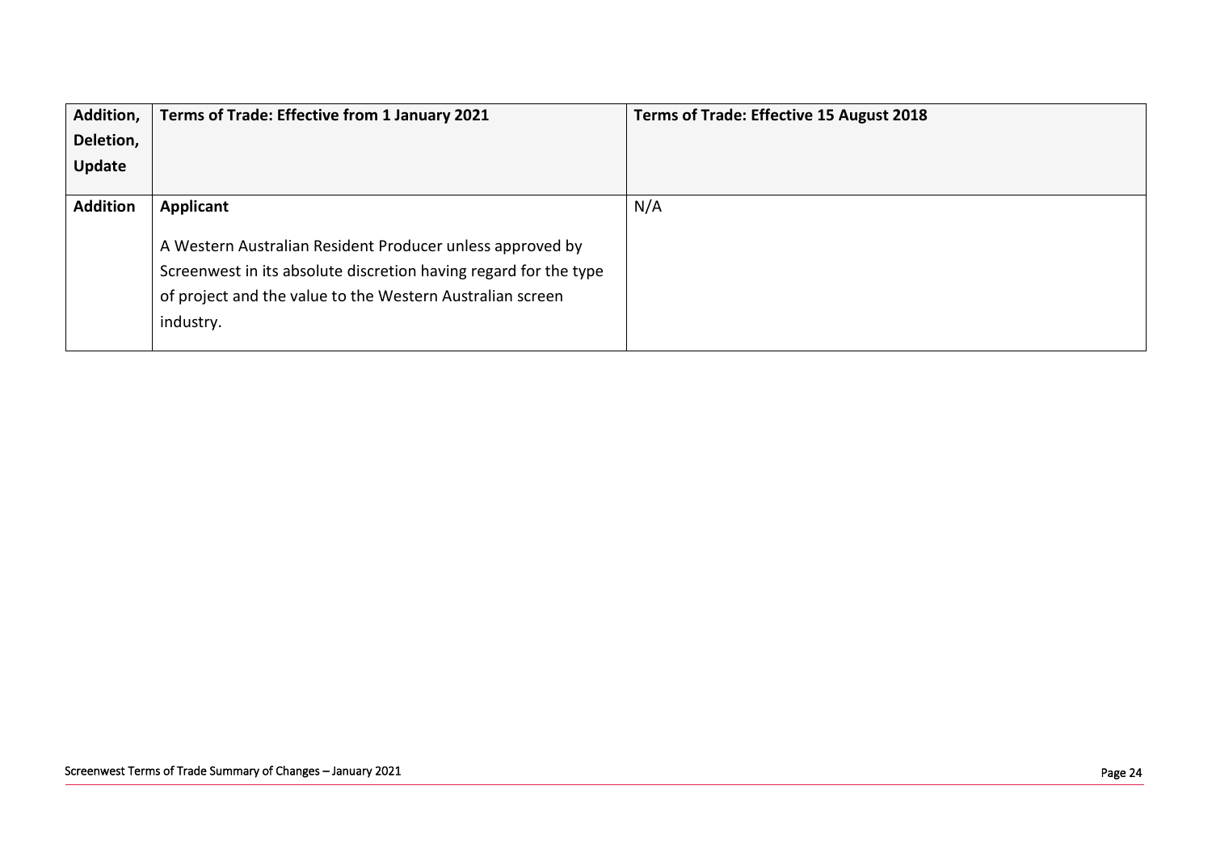| Addition, Deletion, Update | Terms of Trade: Effective from 1 January 2021 | Terms of Trade: Effective 15 August 2018 |
|---|---|---|
| **Addition** | **Applicant**<br><br>A Western Australian Resident Producer unless approved by Screenwest in its absolute discretion having regard for the type of project and the value to the Western Australian screen industry. | N/A |